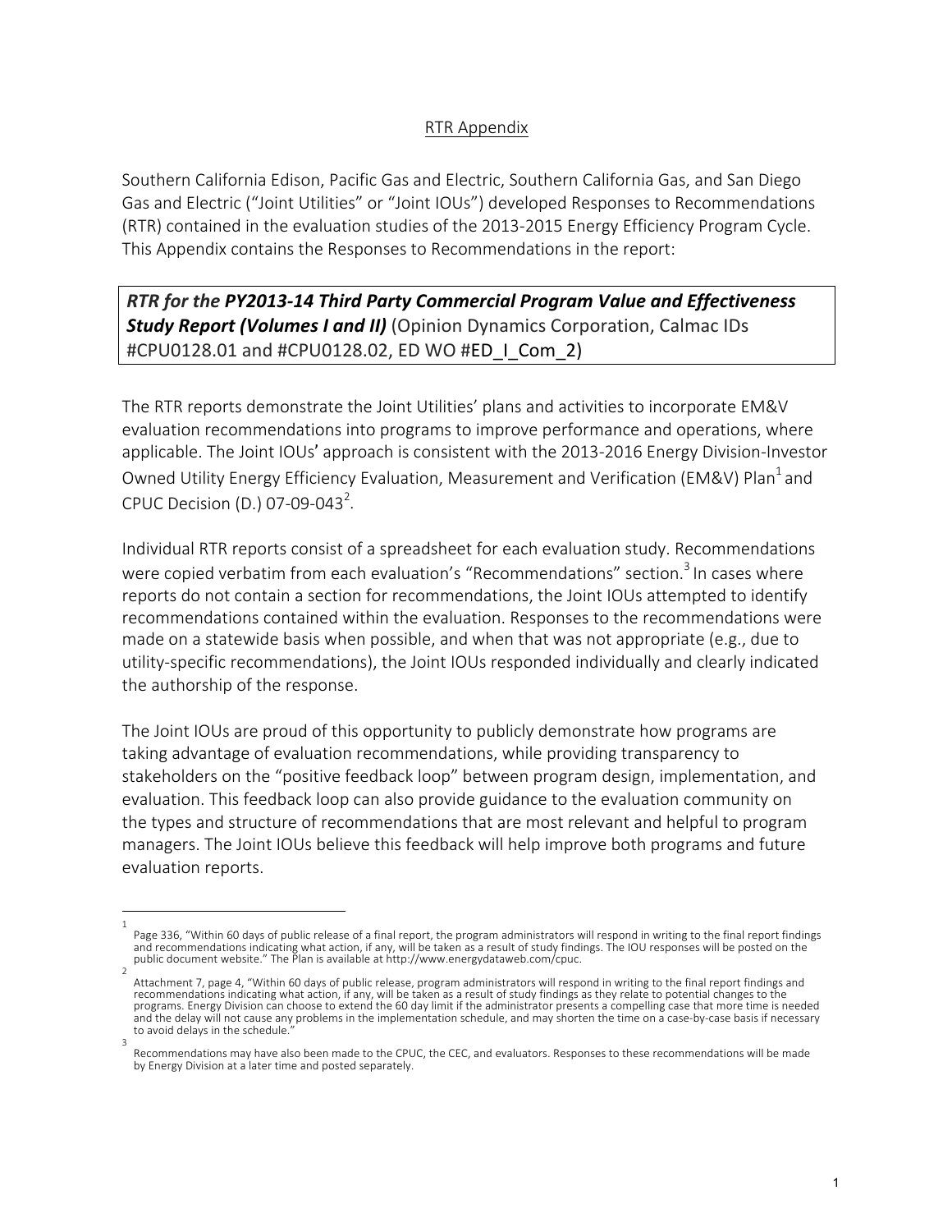## RTR Appendix

Southern California Edison, Pacific Gas and Electric, Southern California Gas, and San Diego Gas and Electric ("Joint Utilities" or "Joint IOUs") developed Responses to Recommendations (RTR) contained in the evaluation studies of the 2013-2015 Energy Efficiency Program Cycle. This Appendix contains the Responses to Recommendations in the report:

***RTR for the PY2013-14 Third Party Commercial Program Value and Effectiveness Study Report (Volumes I and II)*** (Opinion Dynamics Corporation, Calmac IDs #CPU0128.01 and #CPU0128.02, ED WO #ED_I_Com_2)

The RTR reports demonstrate the Joint Utilities' plans and activities to incorporate EM&V evaluation recommendations into programs to improve performance and operations, where applicable. The Joint IOUs' approach is consistent with the 2013-2016 Energy Division-Investor Owned Utility Energy Efficiency Evaluation, Measurement and Verification (EM&V) Plan[1] and CPUC Decision (D.) 07-09-043[2].

Individual RTR reports consist of a spreadsheet for each evaluation study. Recommendations were copied verbatim from each evaluation's "Recommendations" section.[3] In cases where reports do not contain a section for recommendations, the Joint IOUs attempted to identify recommendations contained within the evaluation. Responses to the recommendations were made on a statewide basis when possible, and when that was not appropriate (e.g., due to utility-specific recommendations), the Joint IOUs responded individually and clearly indicated the authorship of the response.

The Joint IOUs are proud of this opportunity to publicly demonstrate how programs are taking advantage of evaluation recommendations, while providing transparency to stakeholders on the "positive feedback loop" between program design, implementation, and evaluation. This feedback loop can also provide guidance to the evaluation community on the types and structure of recommendations that are most relevant and helpful to program managers. The Joint IOUs believe this feedback will help improve both programs and future evaluation reports.

---

[1] Page 336, "Within 60 days of public release of a final report, the program administrators will respond in writing to the final report findings and recommendations indicating what action, if any, will be taken as a result of study findings. The IOU responses will be posted on the public document website." The Plan is available at http://www.energydataweb.com/cpuc.

[2] Attachment 7, page 4, "Within 60 days of public release, program administrators will respond in writing to the final report findings and recommendations indicating what action, if any, will be taken as a result of study findings as they relate to potential changes to the programs. Energy Division can choose to extend the 60 day limit if the administrator presents a compelling case that more time is needed and the delay will not cause any problems in the implementation schedule, and may shorten the time on a case-by-case basis if necessary to avoid delays in the schedule."

[3] Recommendations may have also been made to the CPUC, the CEC, and evaluators. Responses to these recommendations will be made by Energy Division at a later time and posted separately.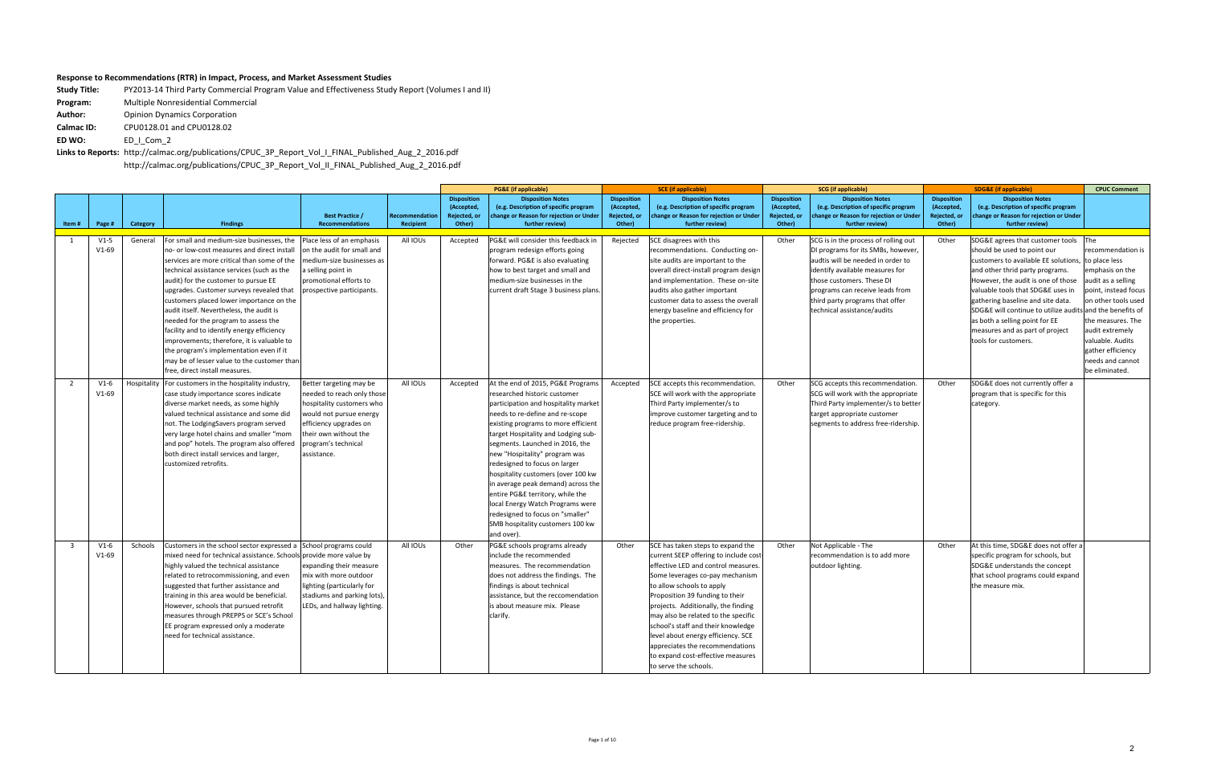## Response to Recommendations (RTR) in Impact, Process, and Market Assessment Studies

**Study Title:** PY2013-14 Third Party Commercial Program Value and Effectiveness Study Report (Volumes I and II)

**Program:** Multiple Nonresidential Commercial

**Author:** Opinion Dynamics Corporation

**Calmac ID:** CPU0128.01 and CPU0128.02

**ED WO:** ED_I_Com_2

**Links to Reports:** http://calmac.org/publications/CPUC_3P_Report_Vol_I_FINAL_Published_Aug_2_2016.pdf
http://calmac.org/publications/CPUC_3P_Report_Vol_II_FINAL_Published_Aug_2_2016.pdf

| | | | | | | PG&E (if applicable) | | SCE (if applicable) | | SCG (if applicable) | | SDG&E (if applicable) | | CPUC Comment |
|---|---|---|---|---|---|---|---|---|---|---|---|---|---|---|
| Item # | Page # | Category | Findings | Best Practice / Recommendations | Recommendation Recipient | Disposition (Accepted, Rejected, or Other) | Disposition Notes (e.g. Description of specific program change or Reason for rejection or Under further review) | Disposition (Accepted, Rejected, or Other) | Disposition Notes (e.g. Description of specific program change or Reason for rejection or Under further review) | Disposition (Accepted, Rejected, or Other) | Disposition Notes (e.g. Description of specific program change or Reason for rejection or Under further review) | Disposition (Accepted, Rejected, or Other) | Disposition Notes (e.g. Description of specific program change or Reason for rejection or Under further review) | |
| 1 | V1-5 V1-69 | General | For small and medium-size businesses, the no- or low-cost measures and direct install services are more critical than some of the technical assistance services (such as the audit) for the customer to pursue EE upgrades. Customer surveys revealed that customers placed lower importance on the audit itself. Nevertheless, the audit is needed for the program to assess the facility and to identify energy efficiency improvements; therefore, it is valuable to the program's implementation even if it may be of lesser value to the customer than free, direct install measures. | Place less of an emphasis on the audit for small and medium-size businesses as a selling point in promotional efforts to prospective participants. | All IOUs | Accepted | PG&E will consider this feedback in program redesign efforts going forward. PG&E is also evaluating how to best target and small and medium-size businesses in the current draft Stage 3 business plans. | Rejected | SCE disagrees with this recommendations. Conducting on-site audits are important to the overall direct-install program design and implementation. These on-site audits also gather important customer data to assess the overall energy baseline and efficiency for the properties. | Other | SCG is in the process of rolling out DI programs for its SMBs, however, audtis will be needed in order to identify available measures for those customers. These DI programs can receive leads from third party programs that offer technical assistance/audits | Other | SDG&E agrees that customer tools should be used to point our customers to available EE solutions, and other third party programs. However, the audit is one of those valuable tools that SDG&E uses in gathering baseline and site data. SDG&E will continue to utilize audits as both a selling point for EE measures and as part of project tools for customers. | The recommendation is to place less emphasis on the audit as a selling point, instead focus on other tools used and the benefits of the measures. The audit extremely valuable. Audits gather efficiency needs and cannot be eliminated. |
| 2 | V1-6 V1-69 | Hospitality | For customers in the hospitality industry, case study importance scores indicate diverse market needs, as some highly valued technical assistance and some did not. The LodgingSavers program served very large hotel chains and smaller "mom and pop" hotels. The program also offered both direct install services and larger, customized retrofits. | Better targeting may be needed to reach only those hospitality customers who would not pursue energy efficiency upgrades on their own without the program's technical assistance. | All IOUs | Accepted | At the end of 2015, PG&E Programs researched historic customer participation and hospitality market needs to re-define and re-scope existing programs to more efficient target Hospitality and Lodging sub-segments. Launched in 2016, the new "Hospitality" program was redesigned to focus on larger hospitality customers (over 100 kw in average peak demand) across the entire PG&E territory, while the local Energy Watch Programs were redesigned to focus on "smaller" SMB hospitality customers 100 kw and over). | Accepted | SCE accepts this recommendation. SCE will work with the appropriate Third Party implementer/s to improve customer targeting and to reduce program free-ridership. | Other | SCG accepts this recommendation. SCG will work with the appropriate Third Party implementer/s to better target appropriate customer segments to address free-ridership. | Other | SDG&E does not currently offer a program that is specific for this category. | |
| 3 | V1-6 V1-69 | Schools | Customers in the school sector expressed a mixed need for technical assistance. Schools highly valued the technical assistance related to retrocommissioning, and even suggested that further assistance and training in this area would be beneficial. However, schools that pursued retrofit measures through PREPPS or SCE's School EE program expressed only a moderate need for technical assistance. | School programs could provide more value by expanding their measure mix with more outdoor lighting (particularly for stadiums and parking lots), LEDs, and hallway lighting. | All IOUs | Other | PG&E schools programs already include the recommended measures. The recommendation does not address the findings. The findings is about technical assistance, but the reccomendation is about measure mix. Please clarify. | Other | SCE has taken steps to expand the current SEEP offering to include cost-effective LED and control measures. Some leverages co-pay mechanism to allow schools to apply Proposition 39 funding to their projects. Additionally, the finding may also be related to the specific school's staff and their knowledge level about energy efficiency. SCE appreciates the recommendations to expand cost-effective measures to serve the schools. | Other | Not Applicable - The recommendation is to add more outdoor lighting. | Other | At this time, SDG&E does not offer a specific program for schools, but SDG&E understands the concept that school programs could expand the measure mix. | |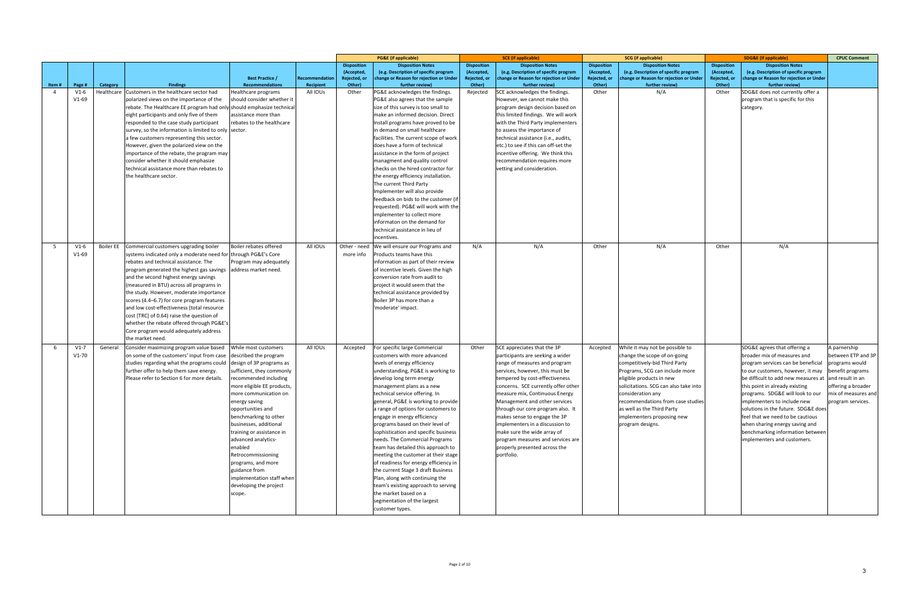| | | | | | | PG&E (if applicable) | | SCE (if applicable) | | SCG (if applicable) | | SDG&E (if applicable) | | CPUC Comment |
|---|---|---|---|---|---|---|---|---|---|---|---|---|---|---|
| Item # | Page # | Category | Findings | Best Practice / Recommendations | Recommendation Recipient | Disposition (Accepted, Rejected, or Other) | Disposition Notes (e.g. Description of specific program change or Reason for rejection or Under further review) | Disposition (Accepted, Rejected, or Other) | Disposition Notes (e.g. Description of specific program change or Reason for rejection or Under further review) | Disposition (Accepted, Rejected, or Other) | Disposition Notes (e.g. Description of specific program change or Reason for rejection or Under further review) | Disposition (Accepted, Rejected, or Other) | Disposition Notes (e.g. Description of specific program change or Reason for rejection or Under further review) | |
| 4 | V1-6 V1-69 | Healthcare | Customers in the healthcare sector had polarized views on the importance of the rebate. The Healthcare EE program had only eight participants and only five of them responded to the case study participant survey, so the information is limited to only a few customers representing this sector. However, given the polarized view on the importance of the rebate, the program may consider whether it should emphasize technical assistance more than rebates to the healthcare sector. | Healthcare programs should consider whether it should emphasize technical assistance more than rebates to the healthcare sector. | All IOUs | Other | PG&E acknowledges the findings. PG&E also agrees that the sample size of this survey is too small to make an informed decision. Direct Install programs have proved to be in demand on small healthcare facilities. The current scope of work does have a form of technical assistance in the form of project managment and quality control checks on the hired contractor for the energy efficiency installation. The current Third Party Implementer will also provide feedback on bids to the customer (if requested). PG&E will work with the implementer to collect more informaton on the demand for technical assistance in lieu of incentives. | Rejected | SCE acknowledges the findings. However, we cannot make this program design decision based on this limited findings. We will work with the Third Party implementers to assess the importance of technical assistance (i.e., audits, etc.) to see if this can off-set the incentive offering. We think this recommendation requires more vetting and consideration. | Other | N/A | Other | SDG&E does not currently offer a program that is specific for this category. | |
| 5 | V1-6 V1-69 | Boiler EE | Commercial customers upgrading boiler systems indicated only a moderate need for rebates and technical assistance. The program generated the highest gas savings and the second highest energy savings (measured in BTU) across all programs in the study. However, moderate importance scores (4.4–6.7) for core program features and low cost-effectiveness (total resource cost [TRC] of 0.64) raise the question of whether the rebate offered through PG&E's Core program would adequately address the market need. | Boiler rebates offered through PG&E's Core Program may adequately address market need. | All IOUs | Other - need more info | We will ensure our Programs and Products teams have this information as part of their review of incentive levels. Given the high conversion rate from audit to project it would seem that the technical assistance provided by Boiler 3P has more than a 'moderate' impact. | N/A | N/A | Other | N/A | Other | N/A | |
| 6 | V1-7 V1-70 | General | Consider maximizing program value based on some of the customers' input from case studies regarding what the programs could further offer to help them save energy. Please refer to Section 6 for more details. | While most customers described the program design of 3P programs as sufficient, they commonly recommended including more eligible EE products, more communication on energy saving opportunities and benchmarking to other businesses, additional training or assistance in advanced analytics-enabled Retrocommissioning programs, and more guidance from implementation staff when developing the project scope. | All IOUs | Accepted | For specific large Commercial customers with more advanced levels of energy efficiency understanding, PG&E is working to develop long term energy management plans as a new technical service offering. In general, PG&E is working to provide a range of options for customers to engage in energy efficiency programs based on their level of sophistication and specific business needs. The Commercial Programs team has detailed this approach to meeting the customer at their stage of readiness for energy efficiency in the current Stage 3 draft Business Plan, along with continuing the team's existing approach to serving the market based on a segmentation of the largest customer types. | Other | SCE appreciates that the 3P participants are seeking a wider range of measures and program services, however, this must be tempered by cost-effectiveness concerns. SCE currently offer other measure mix, Continuous Energy Management and other services through our core program also. It makes sense to engage the 3P implementers in a discussion to make sure the wide array of program measures and services are properly presented across the portfolio. | Accepted | While it may not be possible to change the scope of on-going competitively-bid Third Party Programs, SCG can include more eligible products in new solicitations. SCG can also take into consideration any recommendations from case studies as well as the Third Party implementers proposing new program designs. | | SDG&E agrees that offering a broader mix of measures and program services can be beneficial to our customers, however, it may be difficult to add new measures at this point in already existing programs. SDG&E will look to our implementers to include new solutions in the future. SDG&E does feel that we need to be cautious when sharing energy saving and benchmarking information between implementers and customers. | A parnership between ETP and 3P programs would benefit programs and result in an offering a broader mix of measures and program services. |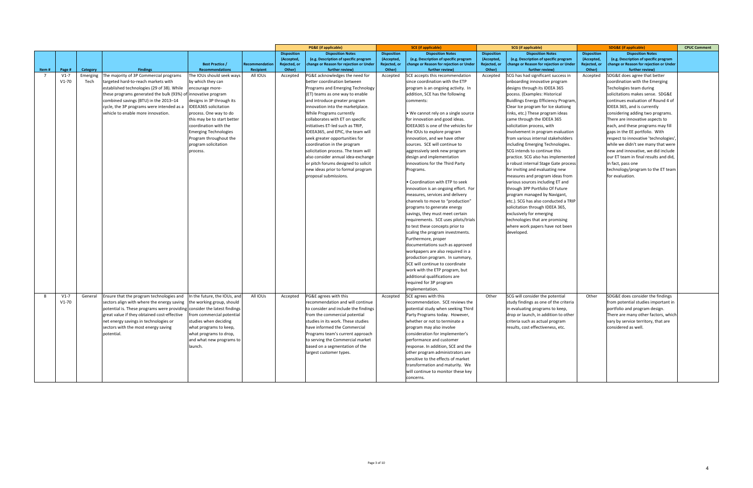| | | | | | | PG&E (if applicable) | | SCE (if applicable) | | SCG (if applicable) | | SDG&E (if applicable) | | CPUC Comment |
|---|---|---|---|---|---|---|---|---|---|---|---|---|---|---|
| Item # | Page # | Category | Findings | Best Practice / Recommendations | Recommendation Recipient | Disposition (Accepted, Rejected, or Other) | Disposition Notes (e.g. Description of specific program change or Reason for rejection or Under further review) | Disposition (Accepted, Rejected, or Other) | Disposition Notes (e.g. Description of specific program change or Reason for rejection or Under further review) | Disposition (Accepted, Rejected, or Other) | Disposition Notes (e.g. Description of specific program change or Reason for rejection or Under further review) | Disposition (Accepted, Rejected, or Other) | Disposition Notes (e.g. Description of specific program change or Reason for rejection or Under further review) | |
| 7 | V1-7 V1-70 | Emerging Tech | The majority of 3P Commercial programs targeted hard-to-reach markets with established technologies (29 of 38). While these programs generated the bulk (93%) of combined savings (BTU) in the 2013–14 cycle, the 3P programs were intended as a vehicle to enable more innovation. | The IOUs should seek ways by which they can encourage more-innovative program designs in 3P through its IDEEA365 solicitation process. One way to do this may be to start better coordination with the Emerging Technologies Program throughout the program solicitation process. | All IOUs | Accepted | PG&E acknowledges the need for better coordination between Programs and Emerging Technology (ET) teams as one way to enable and introduce greater program innovation into the marketplace. While Programs currently collaborates with ET on specific initiatives ET-led such as TRIP, IDEEA365, and EPIC, the team will seek greater opportunities for coordination in the program solicitation process. The team will also consider annual idea-exchange or pitch forums designed to solicit new ideas prior to formal program proposal submissions. | Accepted | SCE accepts this recommendation since coordination with the ETP program is an ongoing activity. In addition, SCE has the following comments:<br><br>• We cannot rely on a single source for innovation and good ideas. IDEEA365 is one of the vehicles for the IOUs to explore program innovation, and we have other sources. SCE will continue to aggressively seek new program design and implementation innovations for the Third Party Programs.<br><br>• Coordination with ETP to seek innovation is an ongoing effort. For measures, services and delivery channels to move to "production" programs to generate energy savings, they must meet certain requirements. SCE uses pilots/trials to test these concepts prior to scaling the program investments. Furthermore, proper documentations such as approved workpapers are also required in a production program. In summary, SCE will continue to coordinate work with the ETP program, but additional qualifications are required for 3P program implementation. | Accepted | SCG has had significant success in onboarding innovative program designs through its IDEEA 365 process. (Examples: Historical Buidlings Energy Efficiency Program, Clear Ice program for Ice skationg rinks, etc.) These program ideas came through the IDEEA 365 solicitation process, with involvement in program evaluation from various internal stakeholders including Emerging Technologies. SCG intends to continue this practice. SCG also has implemented a robust internal Stage Gate process for inviting and evaluating new measures and program ideas from various sources including ET and through 3PP Portfolio Of Future program managed by Navigant, etc.). SCG has also conducted a TRIP solicitation through IDEEA 365, exclusively for emerging technologies that are promising where work papers have not been developed. | Accepted | SDG&E does agree that better coordination with the Emerging Techologies team during solicitations makes sense. SDG&E continues evaluation of Round 4 of IDEEA 365, and is currently considering adding two programs. There are innovative aspects to each, and these programs may fill gaps in the EE portfolio. With respect to innovative 'technologies', while we didn't see many that were new and innovative, we did include our ET team in final results and did, in fact, pass one technology/program to the ET team for evaluation. | |
| 8 | V1-7 V1-70 | General | Ensure that the program technologies and sectors align with where the energy saving potential is. These programs were providing great value if they obtained cost-effective net energy savings in technologies or sectors with the most energy saving potential. | In the future, the IOUs, and the working group, should consider the latest findings from commercial potential studies when deciding what programs to keep, what programs to drop, and what new programs to launch. | All IOUs | Accepted | PG&E agrees with this recommendation and will continue to consider and include the findings from the commercial potential studies in its work. These studies have informed the Commercial Programs team's current approach to serving the Commercial market based on a segmentation of the largest customer types. | Accepted | SCE agrees with this recommendation. SCE reviews the potential study when seeking Third Party Programs today. However, whether or not to terminate a program may also involve consideration for implementer's performance and customer response. In addition, SCE and the other program administrators are sensitive to the effects of market transformation and maturity. We will continue to monitor these key concerns. | Other | SCG will consider the potential study findings as one of the criteria in evaluating programs to keep, drop or launch, in addition to other criteria such as actual program results, cost effectiveness, etc. | Other | SDG&E does consider the findings from potential studies important in portfolio and program design. There are many other factors, which vary by service territory, that are considered as well. | |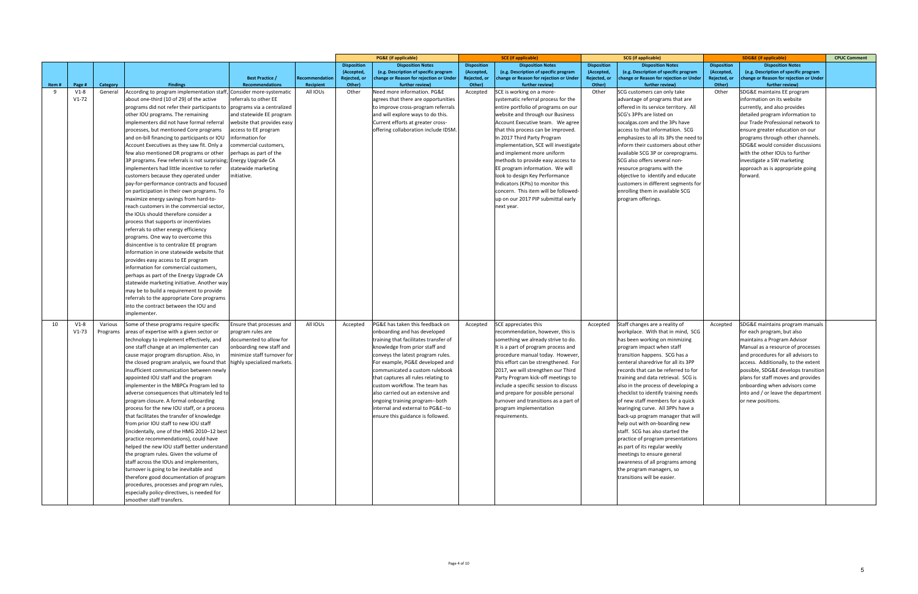| Item # | Page # | Category | Findings | Best Practice / Recommendations | Recommendation Recipient | PG&E (if applicable) Disposition (Accepted, Rejected, or Other) | PG&E (if applicable) Disposition Notes (e.g. Description of specific program change or Reason for rejection or Under further review) | SCE (if applicable) Disposition (Accepted, Rejected, or Other) | SCE (if applicable) Disposition Notes (e.g. Description of specific program change or Reason for rejection or Under further review) | SCG (if applicable) Disposition (Accepted, Rejected, or Other) | SCG (if applicable) Disposition Notes (e.g. Description of specific program change or Reason for rejection or Under further review) | SDG&E (if applicable) Disposition (Accepted, Rejected, or Other) | SDG&E (if applicable) Disposition Notes (e.g. Description of specific program change or Reason for rejection or Under further review) | CPUC Comment |
|---|---|---|---|---|---|---|---|---|---|---|---|---|---|---|
| 9 | V1-8 V1-72 | General | According to program implementation staff, about one-third (10 of 29) of the active programs did not refer their participants to other IOU programs. The remaining implementers did not have formal referral processes, but mentioned Core programs and on-bill financing to participants or IOU Account Executives as they saw fit. Only a few also mentioned DR programs or other 3P programs. Few referrals is not surprising; implementers had little incentive to refer customers because they operated under pay-for-performance contracts and focused on participation in their own programs. To maximize energy savings from hard-to-reach customers in the commercial sector, the IOUs should therefore consider a process that supports or incentivizes referrals to other energy efficiency programs. One way to overcome this disincentive is to centralize EE program information in one statewide website that provides easy access to EE program information for commercial customers, perhaps as part of the Energy Upgrade CA statewide marketing initiative. Another way may be to build a requirement to provide referrals to the appropriate Core programs into the contract between the IOU and implementer. | Consider more-systematic referrals to other EE programs via a centralized and statewide EE program website that provides easy access to EE program information for commercial customers, perhaps as part of the Energy Upgrade CA statewide marketing initiative. | All IOUs | Other | Need more information. PG&E agrees that there are opportunities to improve cross-program referrals and will explore ways to do this. Current efforts at greater cross-offering collaboration include IDSM. | Accepted | SCE is working on a more-systematic referral process for the entire portfolio of programs on our website and through our Business Account Executive team. We agree that this process can be improved. In 2017 Third Party Program implementation, SCE will investigate and implement more uniform methods to provide easy access to EE program information. We will look to design Key Performance Indicators (KPIs) to monitor this concern. This item will be followed-up on our 2017 PIP submittal early next year. | Other | SCG customers can only take advantage of programs that are offered in its service territory. All SCG's 3PPs are listed on socalgas.com and the 3Ps have access to that informatiion. SCG emphasizes to all its 3Ps the need to inform their customers about other available SCG 3P or coreprograms. SCG also offers several non-resource programs with the objective to identify and educate customers in different segments for enrolling them in available SCG program offerings. | Other | SDG&E maintains EE program information on its website currently, and also provides detailed program information to our Trade Professional network to ensure greater education on our programs through other channels. SDG&E would consider discussions with the other IOUs to further investigate a SW marketing approach as is appropriate going forward. | |
| 10 | V1-8 V1-73 | Various Programs | Some of these programs require specific areas of expertise with a given sector or technology to implement effectively, and one staff change at an implementer can cause major program disruption. Also, in the closed program analysis, we found that insufficient communication between newly appointed IOU staff and the program implementer in the MBPCx Program led to adverse consequences that ultimately led to program closure. A formal onboarding process for the new IOU staff, or a process that facilitates the transfer of knowledge from prior IOU staff to new IOU staff (incidentally, one of the HMG 2010–12 best practice recommendations), could have helped the new IOU staff better understand the program rules. Given the volume of staff across the IOUs and implementers, turnover is going to be inevitable and therefore good documentation of program procedures, processes and program rules, especially policy-directives, is needed for smoother staff transfers. | Ensure that processes and program rules are documented to allow for onboarding new staff and minimize staff turnover for highly specialized markets. | All IOUs | Accepted | PG&E has taken this feedback on onboarding and has developed training that facilitates transfer of knowledge from prior staff and conveys the latest program rules. For example, PG&E developed and communicated a custom rulebook that captures all rules relating to custom workflow. The team has also carried out an extensive and ongoing training program--both internal and external to PG&E--to ensure this guidance is followed. | Accepted | SCE appreciates this recommendation, however, this is something we already strive to do. It is a part of program process and procedure manual today. However, this effort can be strengthened. For 2017, we will strengthen our Third Party Program kick-off meetings to include a specific session to discuss and prepare for possible personal turnover and transitions as a part of program implementation requirements. | Accepted | Staff changes are a reality of workplace. With that in mind, SCG has been working on minmizing program impact when staff transition happens. SCG has a centeral sharedrive for all its 3PP records that can be referred to for training and data retrieval. SCG is also in the process of developing a checklist to identify training needs of new staff members for a quick learinging curve. All 3PPs have a back-up program manager that will help out with on-boarding new staff. SCG has also started the practice of program presentations as part of its regular weekly meetings to ensure general awareness of all programs among the program managers, so transitions will be easier. | Accepted | SDG&E maintains program manuals for each program, but also maintains a Program Advisor Manual as a resource of processes and procedures for all advisors to access. Additionally, to the extent possible, SDG&E develops transition plans for staff moves and provides onboarding when advisors come into and / or leave the department or new positions. | |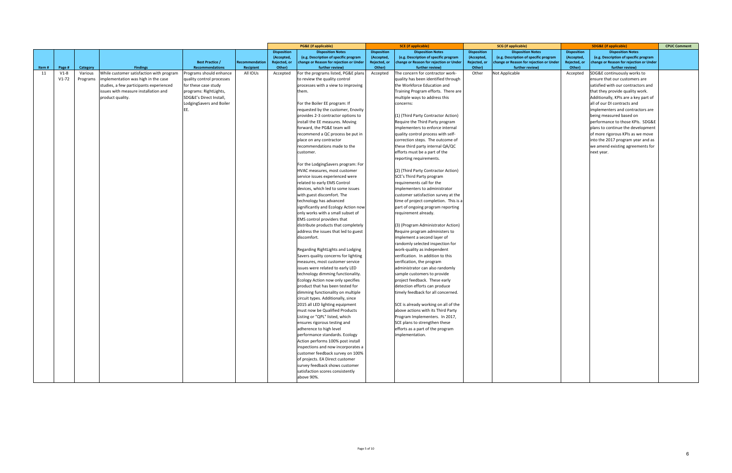| | | | | | | PG&E (if applicable) | | SCE (if applicable) | | SCG (if applicable) | | SDG&E (if applicable) | | CPUC Comment |
|---|---|---|---|---|---|---|---|---|---|---|---|---|---|---|
| Item # | Page # | Category | Findings | Best Practice / Recommendations | Recommendation Recipient | Disposition (Accepted, Rejected, or Other) | Disposition Notes (e.g. Description of specific program change or Reason for rejection or Under further review) | Disposition (Accepted, Rejected, or Other) | Disposition Notes (e.g. Description of specific program change or Reason for rejection or Under further review) | Disposition (Accepted, Rejected, or Other) | Disposition Notes (e.g. Description of specific program change or Reason for rejection or Under further review) | Disposition (Accepted, Rejected, or Other) | Disposition Notes (e.g. Description of specific program change or Reason for rejection or Under further review) | |
| 11 | V1-8 V1-72 | Various Programs | While customer satisfaction with program implementation was high in the case studies, a few participants experienced issues with measure installation and product quality. | Programs should enhance quality control processes for these case study programs: RightLights, SDG&E's Direct Install, LodgingSavers and Boiler EE. | All IOUs | Accepted | For the programs listed, PG&E plans to review the quality control processes with a view to improving them.<br><br>For the Boiler EE program: If requested by the customer, Enovity provides 2-3 contractor options to install the EE measures. Moving forward, the PG&E team will recommend a QC process be put in place on any contractor recommendations made to the customer.<br><br>For the LodgingSavers program: For HVAC measures, most customer service issues experienced were related to early EMS Control devices, which led to some issues with guest discomfort. The technology has advanced significantly and Ecology Action now only works with a small subset of EMS control providers that distribute products that completely address the issues that led to guest discomfort.<br><br>Regarding RightLights and Lodging Savers quality concerns for lighting measures, most customer service issues were related to early LED technology dimming functionality. Ecology Action now only specifies product that has been tested for dimming functionality on multiple circuit types. Additionally, since 2015 all LED lighting equipment must now be Qualified Products Listing or "QPL" listed, which ensures rigorous testing and adherence to high level performance standards. Ecology Action performs 100% post install inspections and now incorporates a customer feedback survey on 100% of projects. EA Direct customer survey feedback shows customer satisfaction scores consistently above 90%. | Accepted | The concern for contractor work-quality has been identified through the Workforce Education and Training Program efforts. There are multiple ways to address this concerns:<br><br>(1) (Third Party Contractor Action) Require the Third Party program implementers to enforce internal quality control process with self-correction steps. The outcome of these third party internal QA/QC efforts must be a part of the reporting requirements.<br><br>(2) (Third Party Contractor Action) SCE's Third Party program requirements call for the implementers to administrator customer satisfaction survey at the time of project completion. This is a part of ongoing program reporting requirement already.<br><br>(3) (Program Administrator Action) Require program administers to implement a second layer of randomly selected inspection for work-quality as independent verification. In addition to this verification, the program administrator can also randomly sample customers to provide project feedback. These early detection efforts can produce timely feedback for all concerned.<br><br>SCE is already working on all of the above actions with its Third Party Program Implementers. In 2017, SCE plans to strengthen these efforts as a part of the program implementation. | Other | Not Applicable | Accepted | SDG&E continuously works to ensure that our customers are satisfied with our contractors and that they provide quality work. Additionally, KPIs are a key part of all of our DI contracts and implementers and contractors are being measured based on performance to those KPIs. SDG&E plans to continue the development of more rigorous KPIs as we move into the 2017 program year and as we amend existing agreements for next year. | |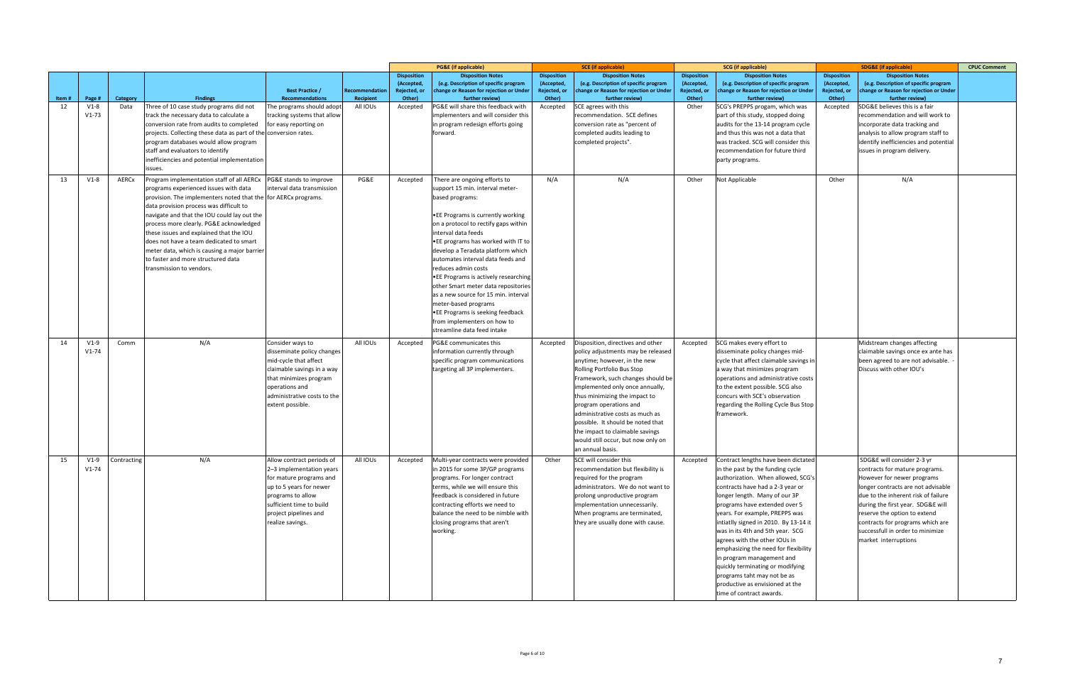| | | | | | | PG&E (if applicable) | | SCE (if applicable) | | SCG (if applicable) | | SDG&E (if applicable) | | CPUC Comment |
|---|---|---|---|---|---|---|---|---|---|---|---|---|---|---|
| Item # | Page # | Category | Findings | Best Practice / Recommendations | Recommendation Recipient | Disposition (Accepted, Rejected, or Other) | Disposition Notes (e.g. Description of specific program change or Reason for rejection or Under further review) | Disposition (Accepted, Rejected, or Other) | Disposition Notes (e.g. Description of specific program change or Reason for rejection or Under further review) | Disposition (Accepted, Rejected, or Other) | Disposition Notes (e.g. Description of specific program change or Reason for rejection or Under further review) | Disposition (Accepted, Rejected, or Other) | Disposition Notes (e.g. Description of specific program change or Reason for rejection or Under further review) | |
| 12 | V1-8 V1-73 | Data | Three of 10 case study programs did not track the necessary data to calculate a conversion rate from audits to completed projects. Collecting these data as part of the program databases would allow program staff and evaluators to identify inefficiencies and potential implementation issues. | The programs should adopt tracking systems that allow for easy reporting on conversion rates. | All IOUs | Accepted | PG&E will share this feedback with implementers and will consider this in program redesign efforts going forward. | Accepted | SCE agrees with this recommendation. SCE defines conversion rate as "percent of completed audits leading to completed projects". | Other | SCG's PREPPS progam, which was part of this study, stopped doing audits for the 13-14 program cycle and thus this was not a data that was tracked. SCG will consider this recommendation for future third party programs. | Accepted | SDG&E believes this is a fair recommendation and will work to incorporate data tracking and analysis to allow program staff to identify inefficiencies and potential issues in program delivery. | |
| 13 | V1-8 | AERCx | Program implementation staff of all AERCx programs experienced issues with data provision. The implementers noted that the data provision process was difficult to navigate and that the IOU could lay out the process more clearly. PG&E acknowledged these issues and explained that the IOU does not have a team dedicated to smart meter data, which is causing a major barrier to faster and more structured data transmission to vendors. | PG&E stands to improve interval data transmission for AERCx programs. | PG&E | Accepted | There are ongoing efforts to support 15 min. interval meter-based programs:<br><br>• EE Programs is currently working on a protocol to rectify gaps within interval data feeds<br>• EE programs has worked with IT to develop a Teradata platform which automates interval data feeds and reduces admin costs<br>• EE Programs is actively researching other Smart meter data repositories as a new source for 15 min. interval meter-based programs<br>• EE Programs is seeking feedback from implementers on how to streamline data feed intake | N/A | N/A | Other | Not Applicable | Other | N/A | |
| 14 | V1-9 V1-74 | Comm | N/A | Consider ways to disseminate policy changes mid-cycle that affect claimable savings in a way that minimizes program operations and administrative costs to the extent possible. | All IOUs | Accepted | PG&E communicates this information currently through specific program communications targeting all 3P implementers. | Accepted | Disposition, directives and other policy adjustments may be released anytime; however, in the new Rolling Portfolio Bus Stop Framework, such changes should be implemented only once annually, thus minimizing the impact to program operations and administrative costs as much as possible. It should be noted that the impact to claimable savings would still occur, but now only on an annual basis. | Accepted | SCG makes every effort to disseminate policy changes mid-cycle that affect claimable savings in a way that minimizes program operations and administrative costs to the extent possible. SCG also concurs with SCE's observation regarding the Rolling Cycle Bus Stop framework. | | Midstream changes affecting claimable savings once ex ante has been agreed to are not advisable. - Discuss with other IOU's | |
| 15 | V1-9 V1-74 | Contracting | N/A | Allow contract periods of 2–3 implementation years for mature programs and up to 5 years for newer programs to allow sufficient time to build project pipelines and realize savings. | All IOUs | Accepted | Multi-year contracts were provided in 2015 for some 3P/GP programs programs. For longer contract terms, while we will ensure this feedback is considered in future contracting efforts we need to balance the need to be nimble with closing programs that aren't working. | Other | SCE will consider this recommendation but flexibility is required for the program administrators. We do not want to prolong unproductive program implementation unnecessarily. When programs are terminated, they are usually done with cause. | Accepted | Contract lengths have been dictated in the past by the funding cycle authorization. When allowed, SCG's contracts have had a 2-3 year or longer length. Many of our 3P programs have extended over 5 years. For example, PREPPS was intiatlly signed in 2010. By 13-14 it was in its 4th and 5th year. SCG agrees with the other IOUs in emphasizing the need for flexibility in program management and quickly terminating or modifying programs taht may not be as productive as envisioned at the time of contract awards. | | SDG&E will consider 2-3 yr contracts for mature programs. However for newer programs longer contracts are not advisable due to the inherent risk of failure during the first year. SDG&E will reserve the option to extend contracts for programs which are successfull in order to minimize market interruptions | |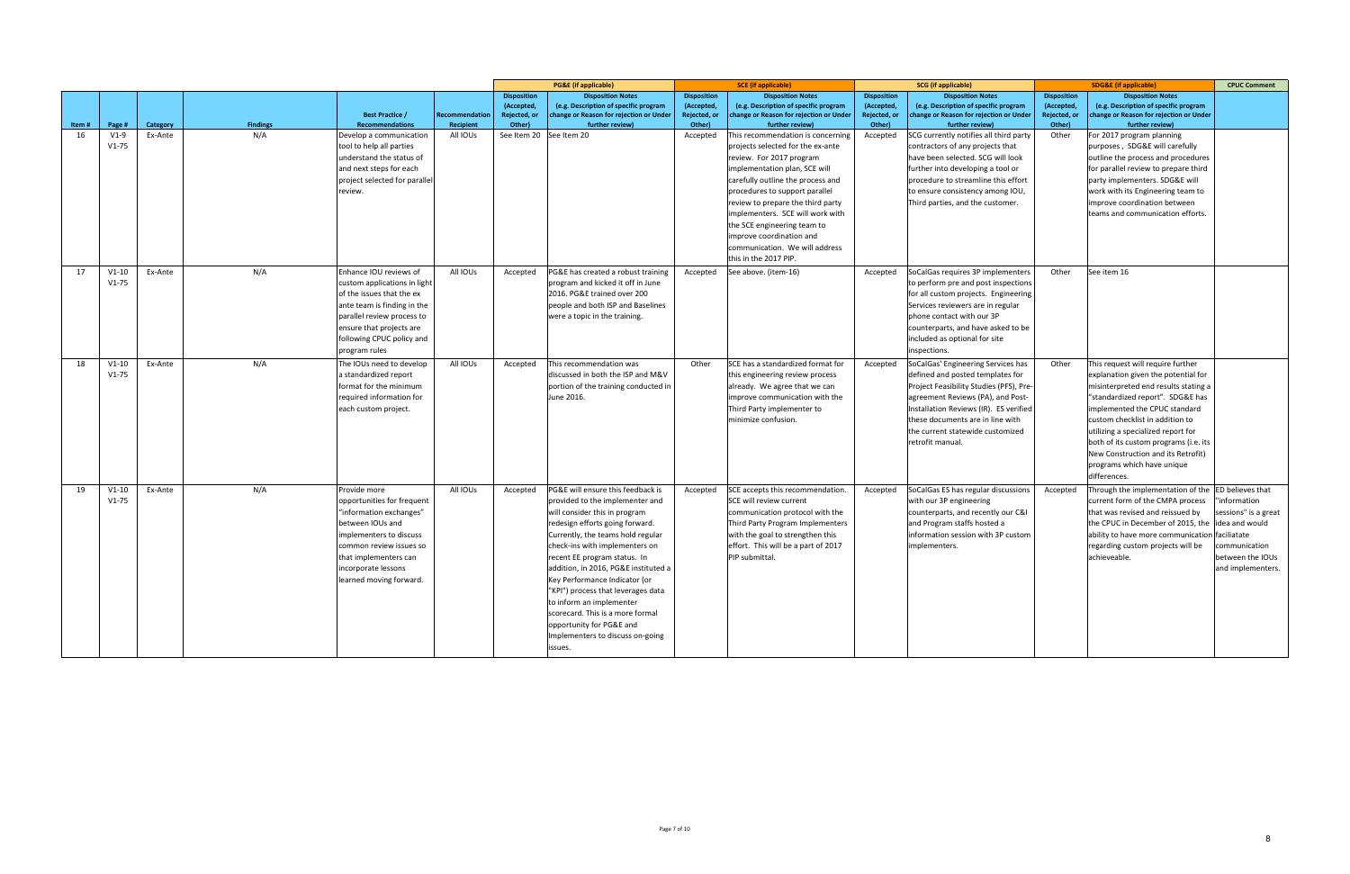| | | | | | | PG&E (if applicable) | | SCE (if applicable) | | SCG (if applicable) | | SDG&E (if applicable) | | CPUC Comment |
|---|---|---|---|---|---|---|---|---|---|---|---|---|---|---|
| Item # | Page # | Category | Findings | Best Practice / Recommendations | Recommendation Recipient | Disposition (Accepted, Rejected, or Other) | Disposition Notes (e.g. Description of specific program change or Reason for rejection or Under further review) | Disposition (Accepted, Rejected, or Other) | Disposition Notes (e.g. Description of specific program change or Reason for rejection or Under further review) | Disposition (Accepted, Rejected, or Other) | Disposition Notes (e.g. Description of specific program change or Reason for rejection or Under further review) | Disposition (Accepted, Rejected, or Other) | Disposition Notes (e.g. Description of specific program change or Reason for rejection or Under further review) | |
| 16 | V1-9 V1-75 | Ex-Ante | N/A | Develop a communication tool to help all parties understand the status of and next steps for each project selected for parallel review. | All IOUs | See Item 20 | See Item 20 | Accepted | This recommendation is concerning projects selected for the ex-ante review. For 2017 program implementation plan, SCE will carefully outline the process and procedures to support parallel review to prepare the third party implementers. SCE will work with the SCE engineering team to improve coordination and communication. We will address this in the 2017 PIP. | Accepted | SCG currently notifies all third party contractors of any projects that have been selected for review. SCG will look further into developing a tool or procedure to streamline this effort to ensure consistency among IOU, Third parties, and the customer. | Other | For 2017 program planning purposes , SDG&E will carefully outline the process and procedures for parallel review to prepare third party implementers. SDG&E will work with its Engineering team to improve coordination between teams and communication efforts. | |
| 17 | V1-10 V1-75 | Ex-Ante | N/A | Enhance IOU reviews of custom applications in light of the issues that the ex ante team is finding in the parallel review process to ensure that projects are following CPUC policy and program rules | All IOUs | Accepted | PG&E has created a robust training program and kicked it off in June 2016. PG&E trained over 200 people and both ISP and Baselines were a topic in the training. | Accepted | See above. (item-16) | Accepted | SoCalGas requires 3P implementers to perform pre and post inspections for all custom projects. Engineering Services reviewers are in regular phone contact with our 3P counterparts, and have asked to be included as optional for site inspections. | Other | See item 16 | |
| 18 | V1-10 V1-75 | Ex-Ante | N/A | The IOUs need to develop a standardized report format for the minimum required information for each custom project. | All IOUs | Accepted | This recommendation was discussed in both the ISP and M&V portion of the training conducted in June 2016. | Other | SCE has a standardized format for this engineering review process already. We agree that we can improve communication with the Third Party implementer to minimize confusion. | Accepted | SoCalGas' Engineering Services has defined and posted templates for Project Feasibility Studies (PFS), Pre-agreement Reviews (PA), and Post-Installation Reviews (IR). ES verified these documents are in line with the current statewide customized retrofit manual. | Other | This request will require further explanation given the potential for misinterpreted end results stating a "standardized report". SDG&E has implemented the CPUC standard custom checklist in addition to utilizing a specialized report for both of its custom programs (i.e. its New Construction and its Retrofit) programs which have unique differences. | |
| 19 | V1-10 V1-75 | Ex-Ante | N/A | Provide more opportunities for frequent "information exchanges" between IOUs and implementers to discuss common review issues so that implementers can incorporate lessons learned moving forward. | All IOUs | Accepted | PG&E will ensure this feedback is provided to the implementer and will consider this in program redesign efforts going forward. Currently, the teams hold regular check-ins with implementers on recent EE program status. In addition, in 2016, PG&E instituted a Key Performance Indicator (or "KPI") process that leverages data to inform an implementer scorecard. This is a more formal opportunity for PG&E and Implementers to discuss on-going issues. | Accepted | SCE accepts this recommendation. SCE will review current communication protocol with the Third Party Program Implementers with the goal to strengthen this effort. This will be a part of 2017 PIP submittal. | Accepted | SoCalGas ES has regular discussions with our 3P engineering counterparts, and recently our C&I and Program staffs hosted a information session with 3P custom implementers. | Accepted | Through the implementation of the current form of the CMPA process that was revised and reissued by the CPUC in December of 2015, the ability to have more communication regarding custom projects will be achieveable. | ED believes that "information sessions" is a great idea and would faciliatate communication between the IOUs and implementers. |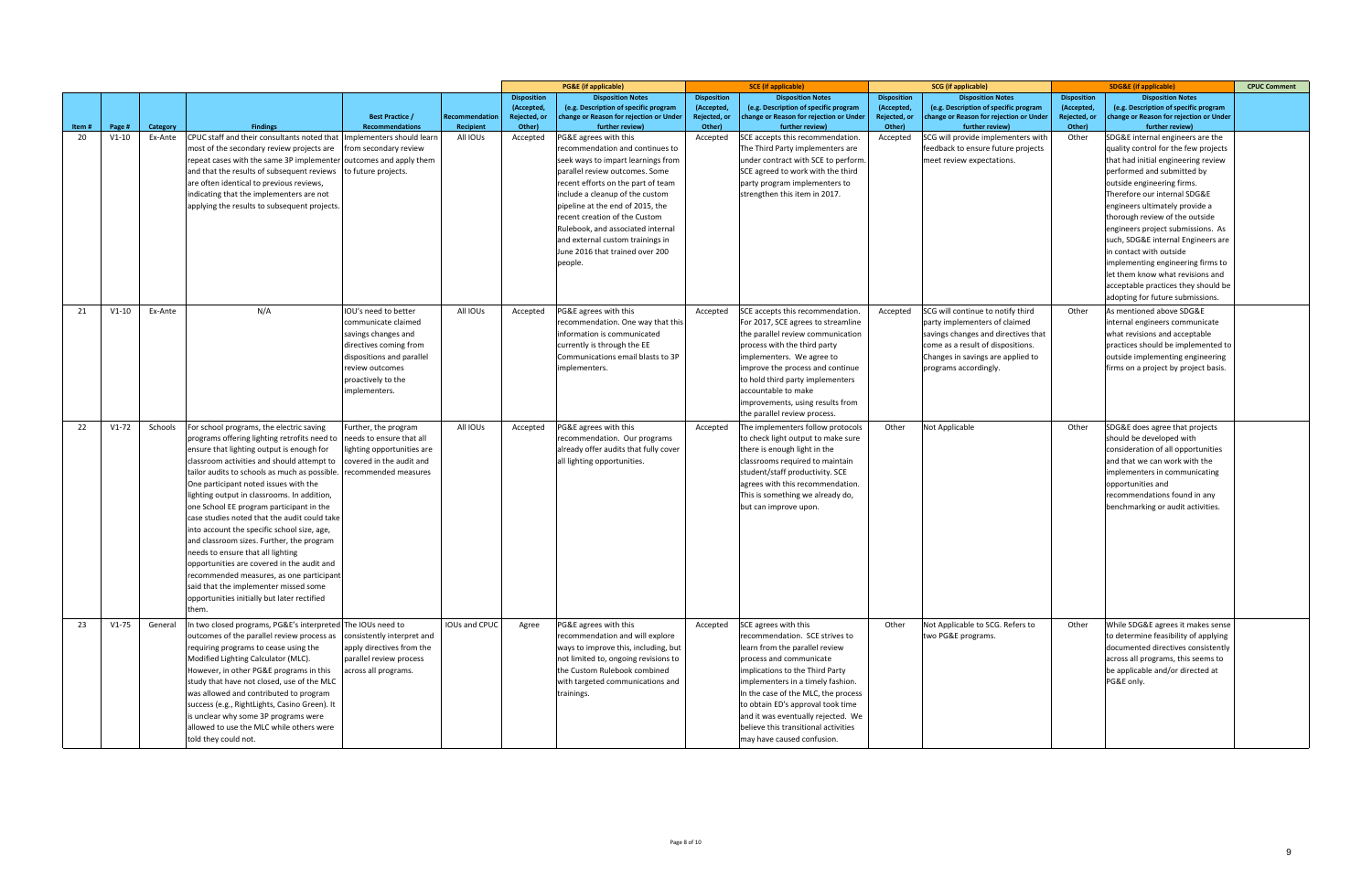| | | | | | | | PG&E (if applicable) | | SCE (if applicable) | | SCG (if applicable) | | SDG&E (if applicable) | | CPUC Comment |
|---|---|---|---|---|---|---|---|---|---|---|---|---|---|---|---|
| Item # | Page # | Category | Findings | Best Practice / Recommendations | Recommendation Recipient | Disposition (Accepted, Rejected, or Other) | Disposition Notes (e.g. Description of specific program change or Reason for rejection or Under further review) | Disposition (Accepted, Rejected, or Other) | Disposition Notes (e.g. Description of specific program change or Reason for rejection or Under further review) | Disposition (Accepted, Rejected, or Other) | Disposition Notes (e.g. Description of specific program change or Reason for rejection or Under further review) | Disposition (Accepted, Rejected, or Other) | Disposition Notes (e.g. Description of specific program change or Reason for rejection or Under further review) | |
| 20 | V1-10 | Ex-Ante | CPUC staff and their consultants noted that most of the secondary review projects are repeat cases with the same 3P implementer and that the results of subsequent reviews are often identical to previous reviews, indicating that the implementers are not applying the results to subsequent projects. | Implementers should learn from secondary review outcomes and apply them to future projects. | All IOUs | Accepted | PG&E agrees with this recommendation and continues to seek ways to impart learnings from parallel review outcomes. Some recent efforts on the part of team include a cleanup of the custom pipeline at the end of 2015, the recent creation of the Custom Rulebook, and associated internal and external custom trainings in June 2016 that trained over 200 people. | Accepted | SCE accepts this recommendation. The Third Party implementers are under contract with SCE to perform. SCE agreed to work with the third party program implementers to strengthen this item in 2017. | Accepted | SCG will provide implementers with feedback to ensure future projects meet review expectations. | Other | SDG&E internal engineers are the quality control for the few projects that had initial engineering review performed and submitted by outside engineering firms. Therefore our internal SDG&E engineers ultimately provide a thorough review of the outside engineers project submissions. As such, SDG&E internal Engineers are in contact with outside implementing engineering firms to let them know what revisions and acceptable practices they should be adopting for future submissions. | |
| 21 | V1-10 | Ex-Ante | N/A | IOU's need to better communicate claimed savings changes and directives coming from dispositions and parallel review outcomes proactively to the implementers. | All IOUs | Accepted | PG&E agrees with this recommendation. One way that this information is communicated currently is through the EE Communications email blasts to 3P implementers. | Accepted | SCE accepts this recommendation. For 2017, SCE agrees to streamline the parallel review communication process with the third party implementers. We agree to improve the process and continue to hold third party implementers accountable to make improvements, using results from the parallel review process. | Accepted | SCG will continue to notify third party implementers of claimed savings changes and directives that come as a result of dispositions. Changes in savings are applied to programs accordingly. | Other | As mentioned above SDG&E internal engineers communicate what revisions and acceptable practices should be implemented to outside implementing engineering firms on a project by project basis. | |
| 22 | V1-72 | Schools | For school programs, the electric saving programs offering lighting retrofits need to ensure that lighting output is enough for classroom activities and should attempt to tailor audits to schools as much as possible. One participant noted issues with the lighting output in classrooms. In addition, one School EE program participant in the case studies noted that the audit could take into account the specific school size, age, and classroom sizes. Further, the program needs to ensure that all lighting opportunities are covered in the audit and recommended measures, as one participant said that the implementer missed some opportunities initially but later rectified them. | Further, the program needs to ensure that all lighting opportunities are covered in the audit and recommended measures | All IOUs | Accepted | PG&E agrees with this recommendation. Our programs already offer audits that fully cover all lighting opportunities. | Accepted | The implementers follow protocols to check light output to make sure there is enough light in the classrooms required to maintain student/staff productivity. SCE agrees with this recommendation. This is something we already do, but can improve upon. | Other | Not Applicable | Other | SDG&E does agree that projects should be developed with consideration of all opportunities and that we can work with the implementers in communicating opportunities and recommendations found in any benchmarking or audit activities. | |
| 23 | V1-75 | General | In two closed programs, PG&E's interpreted outcomes of the parallel review process as requiring programs to cease using the Modified Lighting Calculator (MLC). However, in other PG&E programs in this study that have not closed, use of the MLC was allowed and contributed to program success (e.g., RightLights, Casino Green). It is unclear why some 3P programs were allowed to use the MLC while others were told they could not. | The IOUs need to consistently interpret and apply directives from the parallel review process across all programs. | IOUs and CPUC | Agree | PG&E agrees with this recommendation and will explore ways to improve this, including, but not limited to, ongoing revisions to the Custom Rulebook combined with targeted communications and trainings. | Accepted | SCE agrees with this recommendation. SCE strives to learn from the parallel review process and communicate implications to the Third Party implementers in a timely fashion. In the case of the MLC, the process to obtain ED's approval took time and it was eventually rejected. We believe this transitional activities may have caused confusion. | Other | Not Applicable to SCG. Refers to two PG&E programs. | Other | While SDG&E agrees it makes sense to determine feasibility of applying documented directives consistently across all programs, this seems to be applicable and/or directed at PG&E only. | |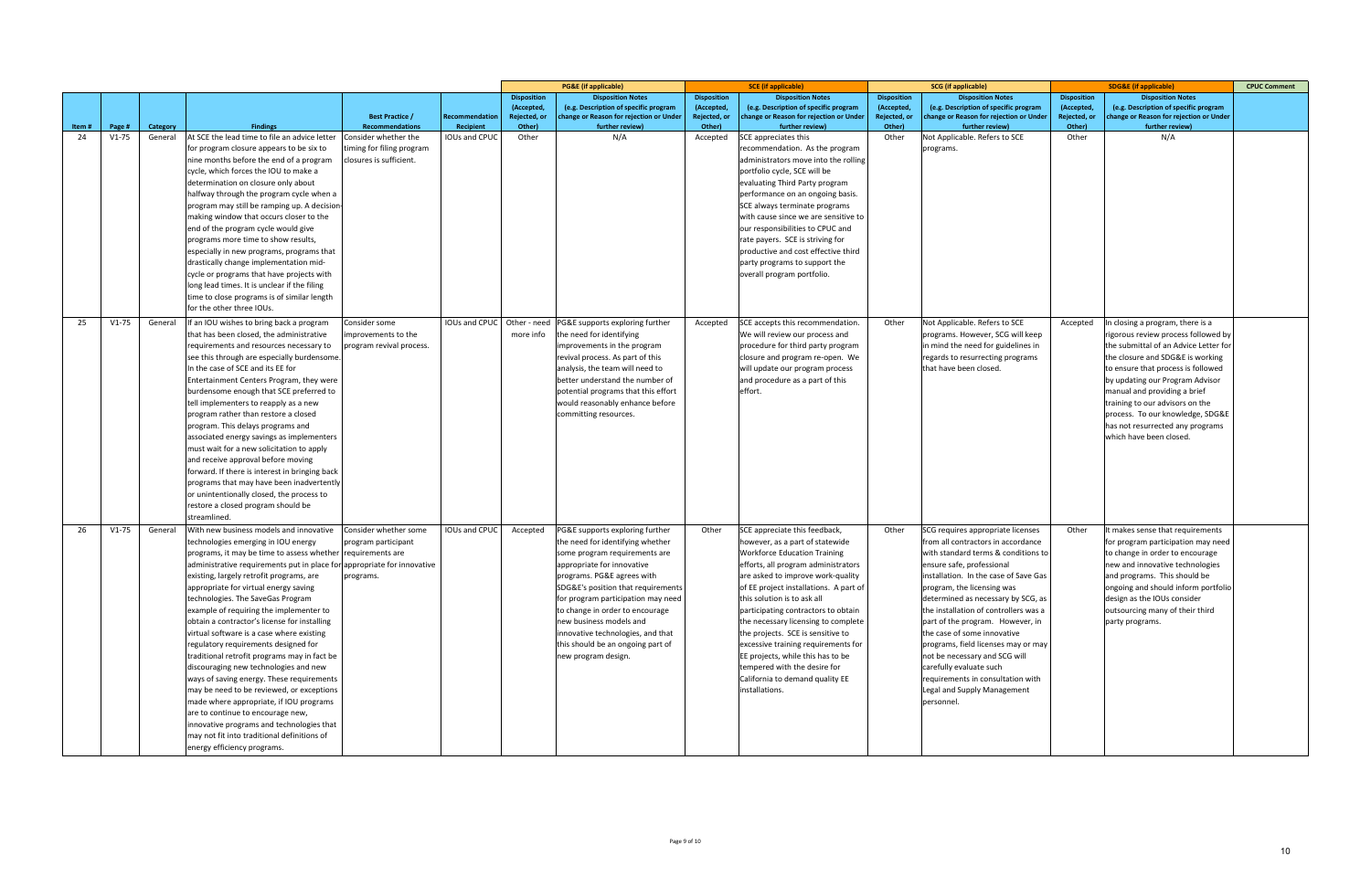| | | | | | | PG&E (if applicable) | | SCE (if applicable) | | SCG (if applicable) | | SDG&E (if applicable) | | CPUC Comment |
|---|---|---|---|---|---|---|---|---|---|---|---|---|---|---|
| Item # | Page # | Category | Findings | Best Practice / Recommendations | Recommendation Recipient | Disposition (Accepted, Rejected, or Other) | Disposition Notes (e.g. Description of specific program change or Reason for rejection or Under further review) | Disposition (Accepted, Rejected, or Other) | Disposition Notes (e.g. Description of specific program change or Reason for rejection or Under further review) | Disposition (Accepted, Rejected, or Other) | Disposition Notes (e.g. Description of specific program change or Reason for rejection or Under further review) | Disposition (Accepted, Rejected, or Other) | Disposition Notes (e.g. Description of specific program change or Reason for rejection or Under further review) | |
| 24 | V1-75 | General | At SCE the lead time to file an advice letter for program closure appears to be six to nine months before the end of a program cycle, which forces the IOU to make a determination on closure only about halfway through the program cycle when a program may still be ramping up. A decision-making window that occurs closer to the end of the program cycle would give programs more time to show results, especially in new programs, programs that drastically change implementation mid-cycle or programs that have projects with long lead times. It is unclear if the filing time to close programs is of similar length for the other three IOUs. | Consider whether the timing for filing program closures is sufficient. | IOUs and CPUC | Other | N/A | Accepted | SCE appreciates this recommendation. As the program administrators move into the rolling portfolio cycle, SCE will be evaluating Third Party program performance on an ongoing basis. SCE always terminate programs with cause since we are sensitive to our responsibilities to CPUC and rate payers. SCE is striving for productive and cost effective third party programs to support the overall program portfolio. | Other | Not Applicable. Refers to SCE programs. | Other | N/A | |
| 25 | V1-75 | General | If an IOU wishes to bring back a program that has been closed, the administrative requirements and resources necessary to see this through are especially burdensome. In the case of SCE and its EE for Entertainment Centers Program, they were burdensome enough that SCE preferred to tell implementers to reapply as a new program rather than restore a closed program. This delays programs and associated energy savings as implementers must wait for a new solicitation to apply and receive approval before moving forward. If there is interest in bringing back programs that may have been inadvertently or unintentionally closed, the process to restore a closed program should be streamlined. | Consider some improvements to the program revival process. | IOUs and CPUC | Other - need more info | PG&E supports exploring further the need for identifying improvements in the program revival process. As part of this analysis, the team will need to better understand the number of potential programs that this effort would reasonably enhance before committing resources. | Accepted | SCE accepts this recommendation. We will review our process and procedure for third party program closure and program re-open. We will update our program process and procedure as a part of this effort. | Other | Not Applicable. Refers to SCE programs. However, SCG will keep in mind the need for guidelines in regards to resurrecting programs that have been closed. | Accepted | In closing a program, there is a rigorous review process followed by the submittal of an Advice Letter for the closure and SDG&E is working to ensure that process is followed by updating our Program Advisor manual and providing a brief training to our advisors on the process. To our knowledge, SDG&E has not resurrected any programs which have been closed. | |
| 26 | V1-75 | General | With new business models and innovative technologies emerging in IOU energy programs, it may be time to assess whether administrative requirements put in place for existing, largely retrofit programs, are appropriate for virtual energy saving technologies. The SaveGas Program example of requiring the implementer to obtain a contractor's license for installing virtual software is a case where existing regulatory requirements designed for traditional retrofit programs may in fact be discouraging new technologies and new ways of saving energy. These requirements may be need to be reviewed, or exceptions made where appropriate, if IOU programs are to continue to encourage new, innovative programs and technologies that may not fit into traditional definitions of energy efficiency programs. | Consider whether some program participant requirements are appropriate for innovative programs. | IOUs and CPUC | Accepted | PG&E supports exploring further the need for identifying whether some program requirements are appropriate for innovative programs. PG&E agrees with SDG&E's position that requirements for program participation may need to change in order to encourage new business models and innovative technologies, and that this should be an ongoing part of new program design. | Other | SCE appreciate this feedback, however, as a part of statewide Workforce Education Training efforts, all program administrators are asked to improve work-quality of EE project installations. A part of this solution is to ask all participating contractors to obtain the necessary licensing to complete the projects. SCE is sensitive to excessive training requirements for EE projects, while this has to be tempered with the desire for California to demand quality EE installations. | Other | SCG requires appropriate licenses from all contractors in accordance with standard terms & conditions to ensure safe, professional installation. In the case of Save Gas program, the licensing was determined as necessary by SCG, as the installation of controllers was a part of the program. However, in the case of some innovative programs, field licenses may or may not be necessary and SCG will carefully evaluate such requirements in consultation with Legal and Supply Management personnel. | Other | It makes sense that requirements for program participation may need to change in order to encourage new and innovative technologies and programs. This should be ongoing and should inform portfolio design as the IOUs consider outsourcing many of their third party programs. | |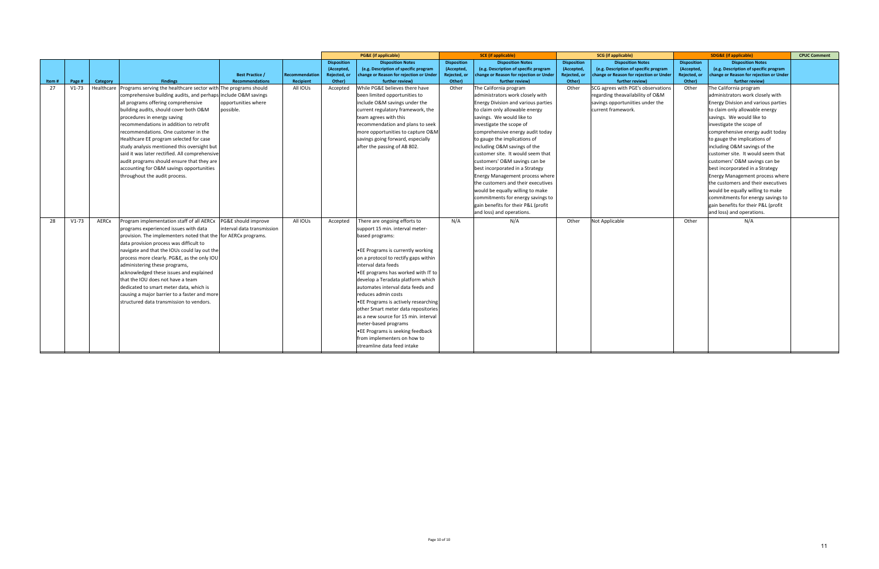| | | | | | | PG&E (if applicable) | | SCE (if applicable) | | SCG (if applicable) | | SDG&E (if applicable) | | CPUC Comment |
|---|---|---|---|---|---|---|---|---|---|---|---|---|---|---|
| Item # | Page # | Category | Findings | Best Practice / Recommendations | Recommendation Recipient | Disposition (Accepted, Rejected, or Other) | Disposition Notes (e.g. Description of specific program change or Reason for rejection or Under further review) | Disposition (Accepted, Rejected, or Other) | Disposition Notes (e.g. Description of specific program change or Reason for rejection or Under further review) | Disposition (Accepted, Rejected, or Other) | Disposition Notes (e.g. Description of specific program change or Reason for rejection or Under further review) | Disposition (Accepted, Rejected, or Other) | Disposition Notes (e.g. Description of specific program change or Reason for rejection or Under further review) | |
| 27 | V1-73 | Healthcare | Programs serving the healthcare sector with comprehensive building audits, and perhaps all programs offering comprehensive building audits, should cover both O&M procedures in energy saving recommendations in addition to retrofit recommendations. One customer in the Healthcare EE program selected for case study analysis mentioned this oversight but said it was later rectified. All comprehensive audit programs should ensure that they are accounting for O&M savings opportunities throughout the audit process. | The programs should include O&M savings opportunities where possible. | All IOUs | Accepted | While PG&E believes there have been limited opportunities to include O&M savings under the current regulatory framework, the team agrees with this recommendation and plans to seek more opportunities to capture O&M savings going forward, especially after the passing of AB 802. | Other | The California program administrators work closely with Energy Division and various parties to claim only allowable energy savings. We would like to investigate the scope of comprehensive energy audit today to gauge the implications of including O&M savings of the customer site. It would seem that customers' O&M savings can be best incorporated in a Strategy Energy Management process where the customers and their executives would be equally willing to make commitments for energy savings to gain benefits for their P&L (profit and loss) and operations. | Other | SCG agrees with PGE's observations regarding theavailability of O&M savings opportuniities under the current framework. | Other | The California program administrators work closely with Energy Division and various parties to claim only allowable energy savings. We would like to investigate the scope of comprehensive energy audit today to gauge the implications of including O&M savings of the customer site. It would seem that customers' O&M savings can be best incorporated in a Strategy Energy Management process where the customers and their executives would be equally willing to make commitments for energy savings to gain benefits for their P&L (profit and loss) and operations. | |
| 28 | V1-73 | AERCx | Program implementation staff of all AERCx programs experienced issues with data provision. The implementers noted that the data provision process was difficult to navigate and that the IOUs could lay out the process more clearly. PG&E, as the only IOU administering these programs, acknowledged these issues and explained that the IOU does not have a team dedicated to smart meter data, which is causing a major barrier to a faster and more structured data transmission to vendors. | PG&E should improve interval data transmission for AERCx programs. | All IOUs | Accepted | There are ongoing efforts to support 15 min. interval meter-based programs:<br><br>• EE Programs is currently working on a protocol to rectify gaps within interval data feeds<br>• EE programs has worked with IT to develop a Teradata platform which automates interval data feeds and reduces admin costs<br>• EE Programs is actively researching other Smart meter data repositories as a new source for 15 min. interval meter-based programs<br>• EE Programs is seeking feedback from implementers on how to streamline data feed intake | N/A | N/A | Other | Not Applicable | Other | N/A | |